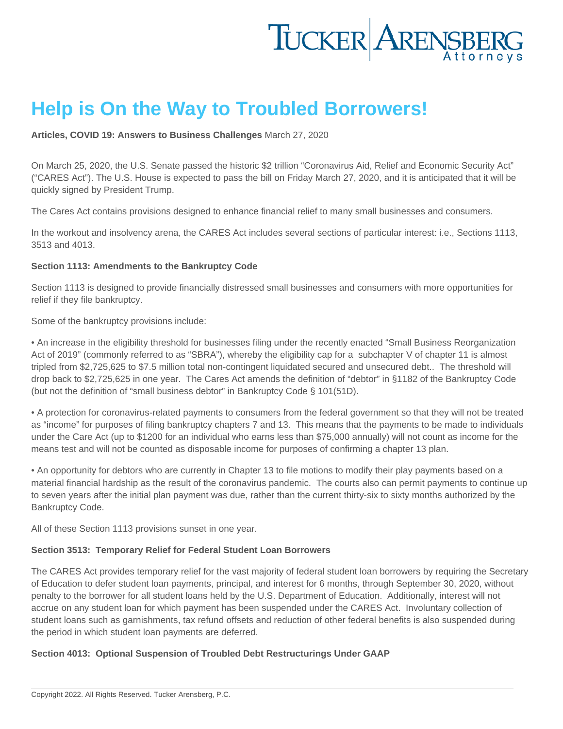# Help is On the Way to Troubled Borrowers!

**Articles, COVID 19: Answers to Business Challenges** March 27, 2020

On March 25, 2020, the U.S. Senate passed the historic $2 trillion "Coronavirus Aid, Relief and Economic Security Act" ("CARES Act"). The U.S. House is expected to pass the bill on Friday March 27, 2020, and it is anticipated that it will be quickly signed by President Trump.

The Cares Act contains provisions designed to enhance financial relief to many small businesses and consumers.

In the workout and insolvency arena, the CARES Act includes several sections of particular interest: i.e., Sections 1113, 3513 and 4013.

**Section 1113: Amendments to the Bankruptcy Code**

Section 1113 is designed to provide financially distressed small businesses and consumers with more opportunities for relief if they file bankruptcy.

Some of the bankruptcy provisions include:

• An increase in the eligibility threshold for businesses filing under the recently enacted "Small Business Reorganization Act of 2019" (commonly referred to as "SBRA"), whereby the eligibility cap for a subchapter V of chapter 11 is almost tripled from $2,725,625 to $7.5 million total non-contingent liquidated secured and unsecured debt.. The threshold will drop back to $2,725,625 in one year. The Cares Act amends the definition of "debtor" in §1182 of the Bankruptcy Code (but not the definition of "small business debtor" in Bankruptcy Code § 101(51D).

• A protection for coronavirus-related payments to consumers from the federal government so that they will not be treated as "income" for purposes of filing bankruptcy chapters 7 and 13. This means that the payments to be made to individuals under the Care Act (up to $1200 for an individual who earns less than $75,000 annually) will not count as income for the means test and will not be counted as disposable income for purposes of confirming a chapter 13 plan.

• An opportunity for debtors who are currently in Chapter 13 to file motions to modify their play payments based on a material financial hardship as the result of the coronavirus pandemic. The courts also can permit payments to continue up to seven years after the initial plan payment was due, rather than the current thirty-six to sixty months authorized by the Bankruptcy Code.

All of these Section 1113 provisions sunset in one year.

**Section 3513: Temporary Relief for Federal Student Loan Borrowers**

The CARES Act provides temporary relief for the vast majority of federal student loan borrowers by requiring the Secretary of Education to defer student loan payments, principal, and interest for 6 months, through September 30, 2020, without penalty to the borrower for all student loans held by the U.S. Department of Education. Additionally, interest will not accrue on any student loan for which payment has been suspended under the CARES Act. Involuntary collection of student loans such as garnishments, tax refund offsets and reduction of other federal benefits is also suspended during the period in which student loan payments are deferred.

**Section 4013: Optional Suspension of Troubled Debt Restructurings Under GAAP**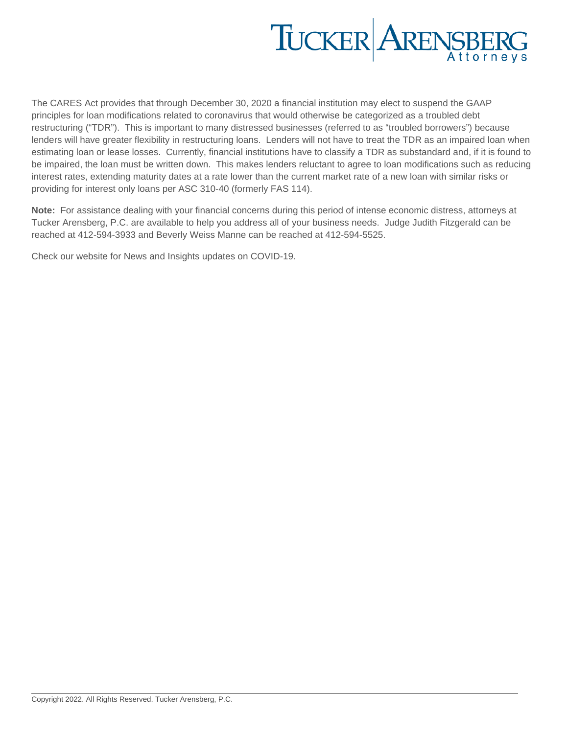The CARES Act provides that through December 30, 2020 a financial institution may elect to suspend the GAAP principles for loan modifications related to coronavirus that would otherwise be categorized as a troubled debt restructuring ("TDR"). This is important to many distressed businesses (referred to as "troubled borrowers") because lenders will have greater flexibility in restructuring loans. Lenders will not have to treat the TDR as an impaired loan when estimating loan or lease losses. Currently, financial institutions have to classify a TDR as substandard and, if it is found to be impaired, the loan must be written down. This makes lenders reluctant to agree to loan modifications such as reducing interest rates, extending maturity dates at a rate lower than the current market rate of a new loan with similar risks or providing for interest only loans per ASC 310-40 (formerly FAS 114).

**Note:** For assistance dealing with your financial concerns during this period of intense economic distress, attorneys at Tucker Arensberg, P.C. are available to help you address all of your business needs. Judge Judith Fitzgerald can be reached at 412-594-3933 and Beverly Weiss Manne can be reached at 412-594-5525.

Check our website for News and Insights updates on COVID-19.